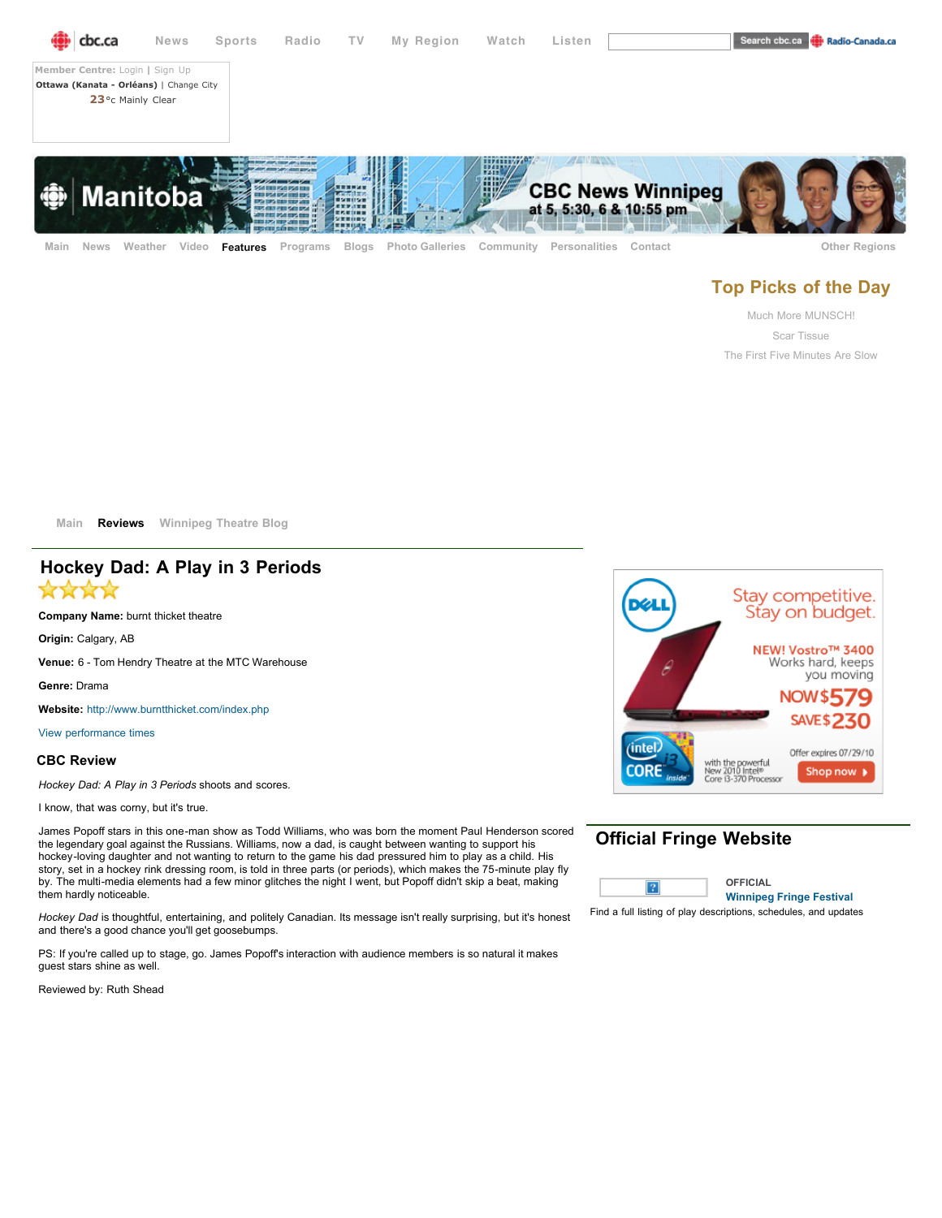News Sports Radio TV My Region Watch Listen

Member Centre: Login | Sign Up
Ottawa (Kanata - Orléans) | Change City
23°c Mainly Clear

Manitoba

CBC News Winnipeg at 5, 5:30, 6 & 10:55 pm

Main News Weather Video **Features** Programs Blogs Photo Galleries Community Personalities Contact Other Regions

## Top Picks of the Day

Much More MUNSCH!
Scar Tissue
The First Five Minutes Are Slow

Main **Reviews** Winnipeg Theatre Blog

# Hockey Dad: A Play in 3 Periods

★★★★

**Company Name:** burnt thicket theatre

**Origin:** Calgary, AB

**Venue:** 6 - Tom Hendry Theatre at the MTC Warehouse

**Genre:** Drama

**Website:** http://www.burntthicket.com/index.php

View performance times

## CBC Review

*Hockey Dad: A Play in 3 Periods* shoots and scores.

I know, that was corny, but it's true.

James Popoff stars in this one-man show as Todd Williams, who was born the moment Paul Henderson scored the legendary goal against the Russians. Williams, now a dad, is caught between wanting to support his hockey-loving daughter and not wanting to return to the game his dad pressured him to play as a child. His story, set in a hockey rink dressing room, is told in three parts (or periods), which makes the 75-minute play fly by. The multi-media elements had a few minor glitches the night I went, but Popoff didn't skip a beat, making them hardly noticeable.

*Hockey Dad* is thoughtful, entertaining, and politely Canadian. Its message isn't really surprising, but it's honest and there's a good chance you'll get goosebumps.

PS: If you're called up to stage, go. James Popoff's interaction with audience members is so natural it makes guest stars shine as well.

Reviewed by: Ruth Shead

## Official Fringe Website

OFFICIAL
**Winnipeg Fringe Festival**
Find a full listing of play descriptions, schedules, and updates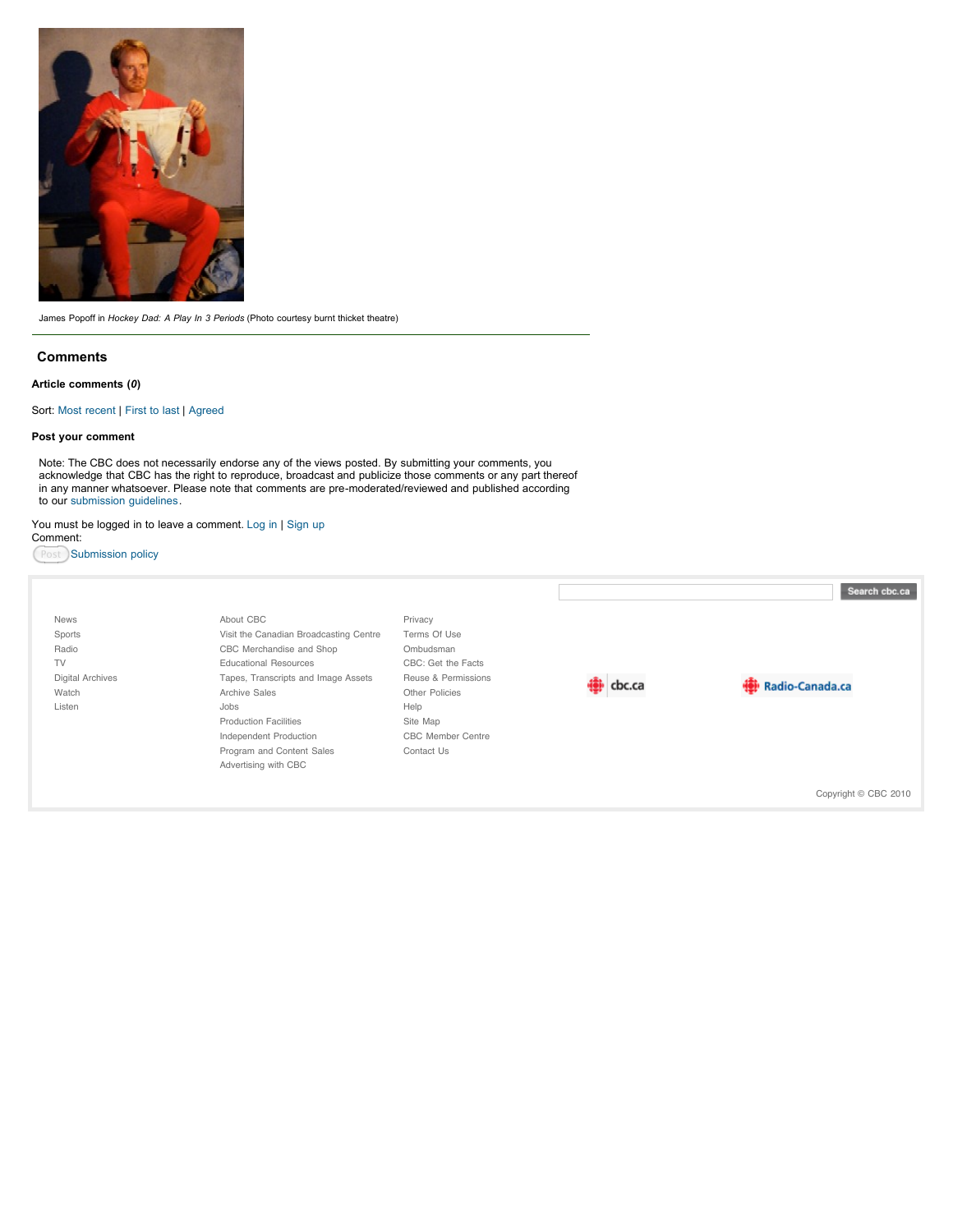James Popoff in *Hockey Dad: A Play In 3 Periods* (Photo courtesy burnt thicket theatre)

## Comments

**Article comments (*0*)**

Sort: Most recent | First to last | Agreed

**Post your comment**

Note: The CBC does not necessarily endorse any of the views posted. By submitting your comments, you acknowledge that CBC has the right to reproduce, broadcast and publicize those comments or any part thereof in any manner whatsoever. Please note that comments are pre-moderated/reviewed and published according to our submission guidelines.

You must be logged in to leave a comment. Log in | Sign up

Comment:

Post Submission policy

Search cbc.ca

News
Sports
Radio
TV
Digital Archives
Watch
Listen

About CBC
Visit the Canadian Broadcasting Centre
CBC Merchandise and Shop
Educational Resources
Tapes, Transcripts and Image Assets
Archive Sales
Jobs
Production Facilities
Independent Production
Program and Content Sales
Advertising with CBC

Privacy
Terms Of Use
Ombudsman
CBC: Get the Facts
Reuse & Permissions
Other Policies
Help
Site Map
CBC Member Centre
Contact Us

cbc.ca

Radio-Canada.ca

Copyright © CBC 2010